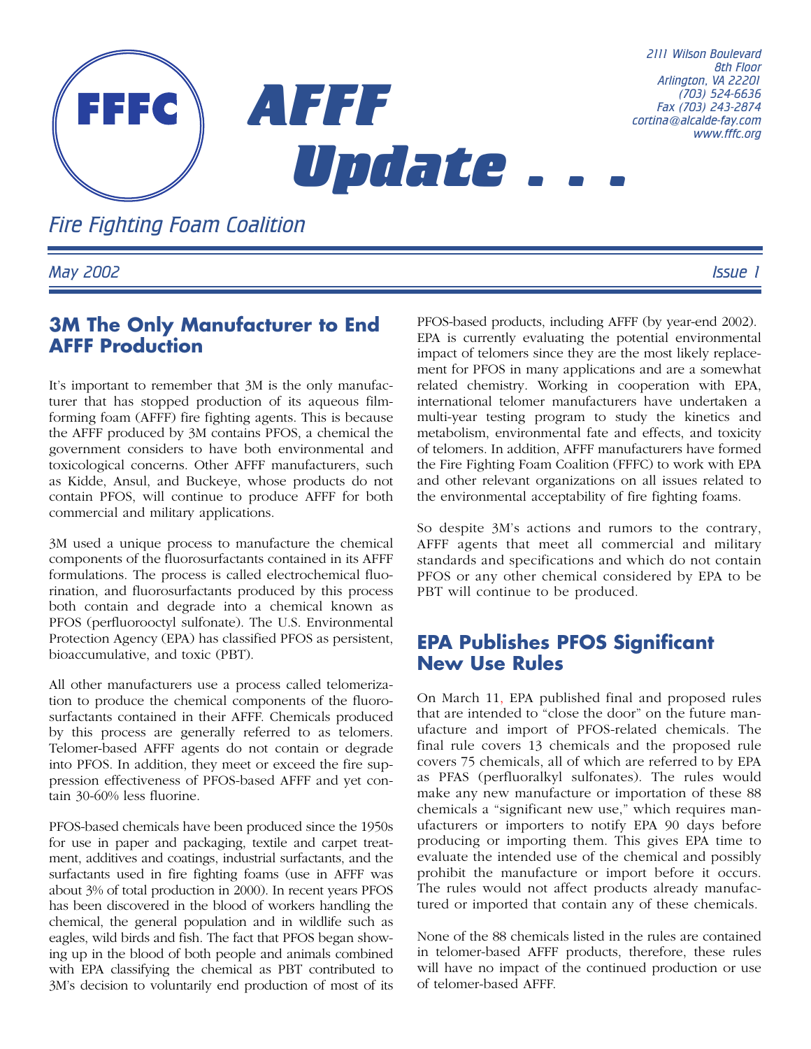FFFC

# AFFF Update . . .

2111 Wilson Boulevard
8th Floor
Arlington, VA 22201
(703) 524-6636
Fax (703) 243-2874
cortina@alcalde-fay.com
www.fffc.org

*Fire Fighting Foam Coalition*

*May 2002* *Issue 1*

## 3M The Only Manufacturer to End AFFF Production

It's important to remember that 3M is the only manufacturer that has stopped production of its aqueous film-forming foam (AFFF) fire fighting agents. This is because the AFFF produced by 3M contains PFOS, a chemical the government considers to have both environmental and toxicological concerns. Other AFFF manufacturers, such as Kidde, Ansul, and Buckeye, whose products do not contain PFOS, will continue to produce AFFF for both commercial and military applications.

3M used a unique process to manufacture the chemical components of the fluorosurfactants contained in its AFFF formulations. The process is called electrochemical fluorination, and fluorosurfactants produced by this process both contain and degrade into a chemical known as PFOS (perfluorooctyl sulfonate). The U.S. Environmental Protection Agency (EPA) has classified PFOS as persistent, bioaccumulative, and toxic (PBT).

All other manufacturers use a process called telomerization to produce the chemical components of the fluorosurfactants contained in their AFFF. Chemicals produced by this process are generally referred to as telomers. Telomer-based AFFF agents do not contain or degrade into PFOS. In addition, they meet or exceed the fire suppression effectiveness of PFOS-based AFFF and yet contain 30-60% less fluorine.

PFOS-based chemicals have been produced since the 1950s for use in paper and packaging, textile and carpet treatment, additives and coatings, industrial surfactants, and the surfactants used in fire fighting foams (use in AFFF was about 3% of total production in 2000). In recent years PFOS has been discovered in the blood of workers handling the chemical, the general population and in wildlife such as eagles, wild birds and fish. The fact that PFOS began showing up in the blood of both people and animals combined with EPA classifying the chemical as PBT contributed to 3M's decision to voluntarily end production of most of its PFOS-based products, including AFFF (by year-end 2002). EPA is currently evaluating the potential environmental impact of telomers since they are the most likely replacement for PFOS in many applications and are a somewhat related chemistry. Working in cooperation with EPA, international telomer manufacturers have undertaken a multi-year testing program to study the kinetics and metabolism, environmental fate and effects, and toxicity of telomers. In addition, AFFF manufacturers have formed the Fire Fighting Foam Coalition (FFFC) to work with EPA and other relevant organizations on all issues related to the environmental acceptability of fire fighting foams.

So despite 3M's actions and rumors to the contrary, AFFF agents that meet all commercial and military standards and specifications and which do not contain PFOS or any other chemical considered by EPA to be PBT will continue to be produced.

## EPA Publishes PFOS Significant New Use Rules

On March 11, EPA published final and proposed rules that are intended to "close the door" on the future manufacture and import of PFOS-related chemicals. The final rule covers 13 chemicals and the proposed rule covers 75 chemicals, all of which are referred to by EPA as PFAS (perfluoralkyl sulfonates). The rules would make any new manufacture or importation of these 88 chemicals a "significant new use," which requires manufacturers or importers to notify EPA 90 days before producing or importing them. This gives EPA time to evaluate the intended use of the chemical and possibly prohibit the manufacture or import before it occurs. The rules would not affect products already manufactured or imported that contain any of these chemicals.

None of the 88 chemicals listed in the rules are contained in telomer-based AFFF products, therefore, these rules will have no impact of the continued production or use of telomer-based AFFF.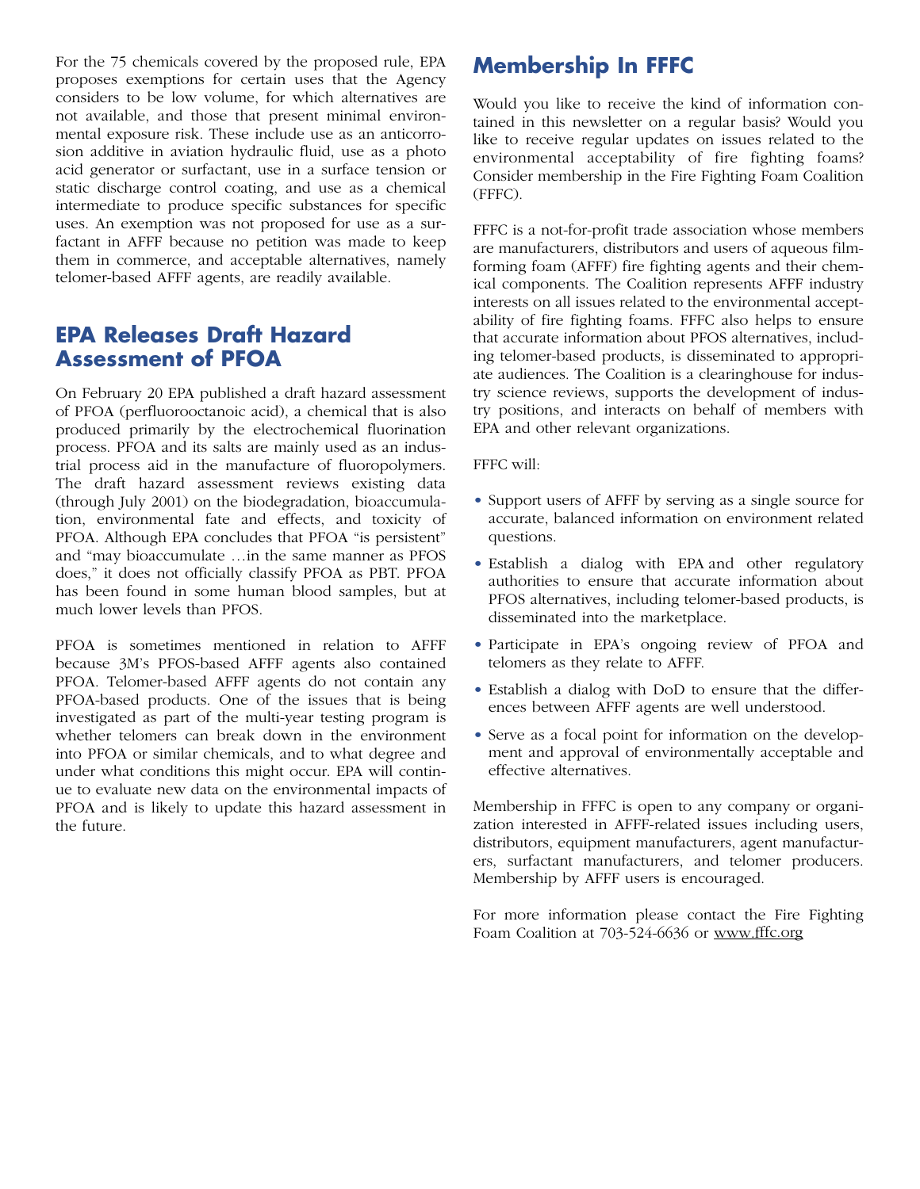For the 75 chemicals covered by the proposed rule, EPA proposes exemptions for certain uses that the Agency considers to be low volume, for which alternatives are not available, and those that present minimal environmental exposure risk. These include use as an anticorrosion additive in aviation hydraulic fluid, use as a photo acid generator or surfactant, use in a surface tension or static discharge control coating, and use as a chemical intermediate to produce specific substances for specific uses. An exemption was not proposed for use as a surfactant in AFFF because no petition was made to keep them in commerce, and acceptable alternatives, namely telomer-based AFFF agents, are readily available.

## EPA Releases Draft Hazard Assessment of PFOA

On February 20 EPA published a draft hazard assessment of PFOA (perfluorooctanoic acid), a chemical that is also produced primarily by the electrochemical fluorination process. PFOA and its salts are mainly used as an industrial process aid in the manufacture of fluoropolymers. The draft hazard assessment reviews existing data (through July 2001) on the biodegradation, bioaccumulation, environmental fate and effects, and toxicity of PFOA. Although EPA concludes that PFOA "is persistent" and "may bioaccumulate …in the same manner as PFOS does," it does not officially classify PFOA as PBT. PFOA has been found in some human blood samples, but at much lower levels than PFOS.

PFOA is sometimes mentioned in relation to AFFF because 3M's PFOS-based AFFF agents also contained PFOA. Telomer-based AFFF agents do not contain any PFOA-based products. One of the issues that is being investigated as part of the multi-year testing program is whether telomers can break down in the environment into PFOA or similar chemicals, and to what degree and under what conditions this might occur. EPA will continue to evaluate new data on the environmental impacts of PFOA and is likely to update this hazard assessment in the future.

## Membership In FFFC

Would you like to receive the kind of information contained in this newsletter on a regular basis? Would you like to receive regular updates on issues related to the environmental acceptability of fire fighting foams? Consider membership in the Fire Fighting Foam Coalition (FFFC).

FFFC is a not-for-profit trade association whose members are manufacturers, distributors and users of aqueous film-forming foam (AFFF) fire fighting agents and their chemical components. The Coalition represents AFFF industry interests on all issues related to the environmental acceptability of fire fighting foams. FFFC also helps to ensure that accurate information about PFOS alternatives, including telomer-based products, is disseminated to appropriate audiences. The Coalition is a clearinghouse for industry science reviews, supports the development of industry positions, and interacts on behalf of members with EPA and other relevant organizations.

FFFC will:

- Support users of AFFF by serving as a single source for accurate, balanced information on environment related questions.
- Establish a dialog with EPA and other regulatory authorities to ensure that accurate information about PFOS alternatives, including telomer-based products, is disseminated into the marketplace.
- Participate in EPA's ongoing review of PFOA and telomers as they relate to AFFF.
- Establish a dialog with DoD to ensure that the differences between AFFF agents are well understood.
- Serve as a focal point for information on the development and approval of environmentally acceptable and effective alternatives.

Membership in FFFC is open to any company or organization interested in AFFF-related issues including users, distributors, equipment manufacturers, agent manufacturers, surfactant manufacturers, and telomer producers. Membership by AFFF users is encouraged.

For more information please contact the Fire Fighting Foam Coalition at 703-524-6636 or www.fffc.org